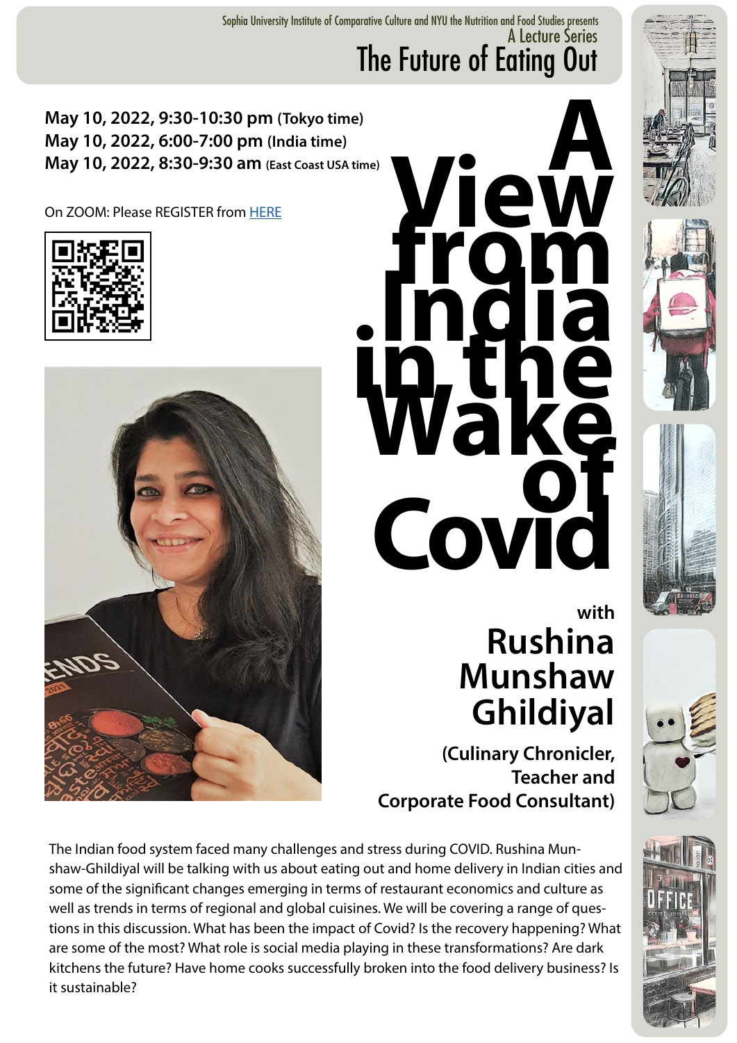Sophia University Institute of Comparative Culture and NYU the Nutrition and Food Studies presents

A Lecture Series

# The Future of Eating Out

**May 10, 2022, 9:30-10:30 pm (Tokyo time)**
**May 10, 2022, 6:00-7:00 pm (India time)**
**May 10, 2022, 8:30-9:30 am (East Coast USA time)**

On ZOOM: Please REGISTER from HERE

# A View from India in the Wake of Covid

**with**

## Rushina Munshaw Ghildiyal

**(Culinary Chronicler, Teacher and Corporate Food Consultant)**

The Indian food system faced many challenges and stress during COVID. Rushina Munshaw-Ghildiyal will be talking with us about eating out and home delivery in Indian cities and some of the significant changes emerging in terms of restaurant economics and culture as well as trends in terms of regional and global cuisines. We will be covering a range of questions in this discussion. What has been the impact of Covid? Is the recovery happening? What are some of the most? What role is social media playing in these transformations? Are dark kitchens the future? Have home cooks successfully broken into the food delivery business? Is it sustainable?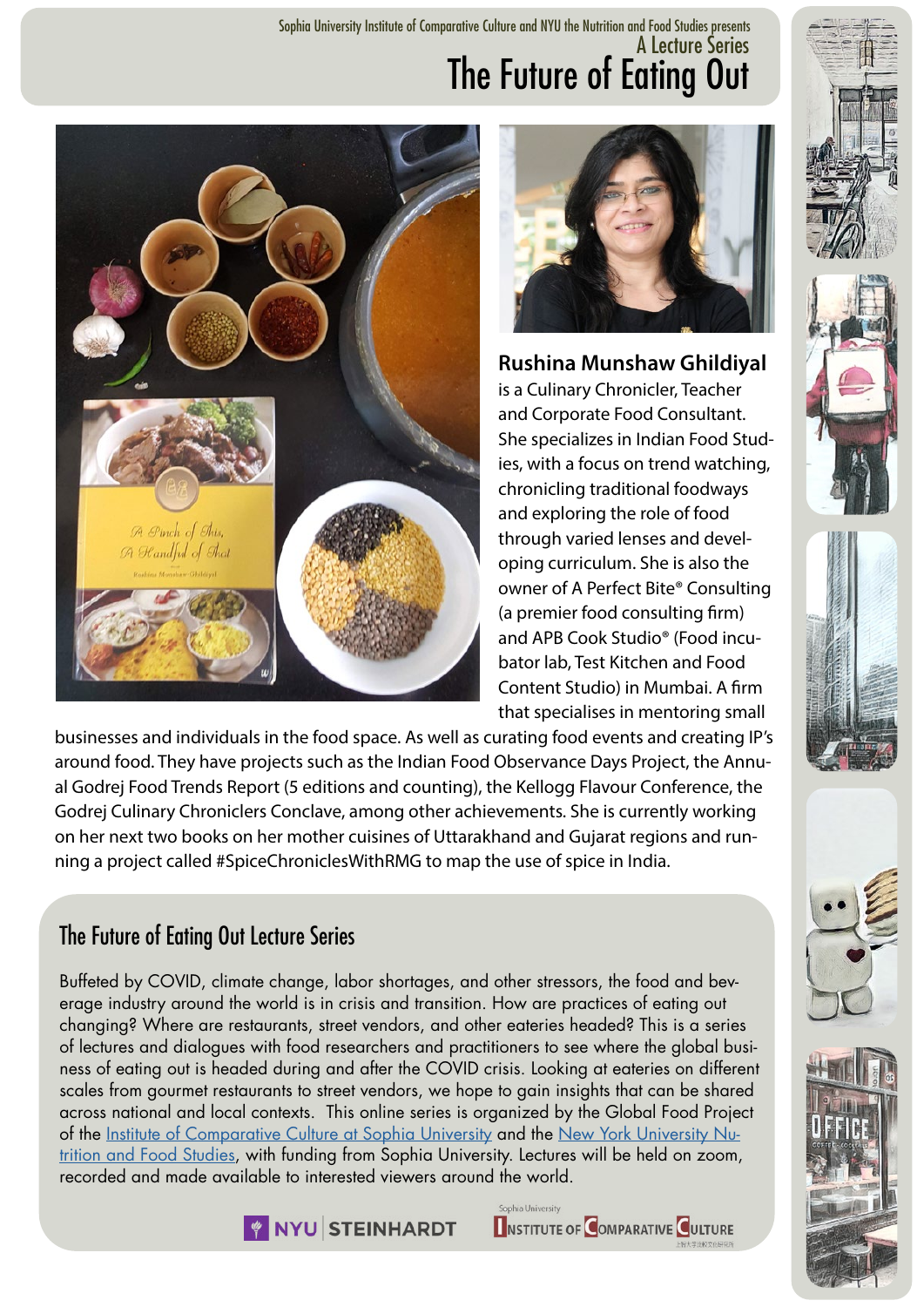Sophia University Institute of Comparative Culture and NYU the Nutrition and Food Studies presents

A Lecture Series

# The Future of Eating Out

**Rushina Munshaw Ghildiyal** is a Culinary Chronicler, Teacher and Corporate Food Consultant. She specializes in Indian Food Studies, with a focus on trend watching, chronicling traditional foodways and exploring the role of food through varied lenses and developing curriculum. She is also the owner of A Perfect Bite® Consulting (a premier food consulting firm) and APB Cook Studio® (Food incubator lab, Test Kitchen and Food Content Studio) in Mumbai. A firm that specialises in mentoring small businesses and individuals in the food space. As well as curating food events and creating IP's around food. They have projects such as the Indian Food Observance Days Project, the Annual Godrej Food Trends Report (5 editions and counting), the Kellogg Flavour Conference, the Godrej Culinary Chroniclers Conclave, among other achievements. She is currently working on her next two books on her mother cuisines of Uttarakhand and Gujarat regions and running a project called #SpiceChroniclesWithRMG to map the use of spice in India.

## The Future of Eating Out Lecture Series

Buffeted by COVID, climate change, labor shortages, and other stressors, the food and beverage industry around the world is in crisis and transition. How are practices of eating out changing? Where are restaurants, street vendors, and other eateries headed? This is a series of lectures and dialogues with food researchers and practitioners to see where the global business of eating out is headed during and after the COVID crisis. Looking at eateries on different scales from gourmet restaurants to street vendors, we hope to gain insights that can be shared across national and local contexts. This online series is organized by the Global Food Project of the Institute of Comparative Culture at Sophia University and the New York University Nutrition and Food Studies, with funding from Sophia University. Lectures will be held on zoom, recorded and made available to interested viewers around the world.

NYU STEINHARDT

Sophia University Institute of Comparative Culture